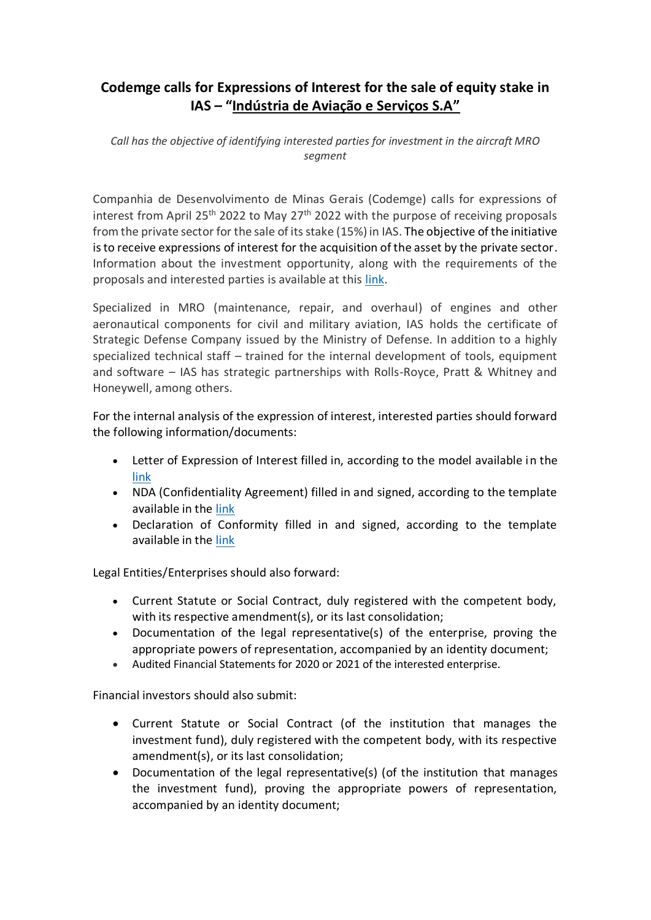# Codemge calls for Expressions of Interest for the sale of equity stake in IAS – "Indústria de Aviação e Serviços S.A"

*Call has the objective of identifying interested parties for investment in the aircraft MRO segment*

Companhia de Desenvolvimento de Minas Gerais (Codemge) calls for expressions of interest from April 25th 2022 to May 27th 2022 with the purpose of receiving proposals from the private sector for the sale of its stake (15%) in IAS. The objective of the initiative is to receive expressions of interest for the acquisition of the asset by the private sector. Information about the investment opportunity, along with the requirements of the proposals and interested parties is available at this link.

Specialized in MRO (maintenance, repair, and overhaul) of engines and other aeronautical components for civil and military aviation, IAS holds the certificate of Strategic Defense Company issued by the Ministry of Defense. In addition to a highly specialized technical staff – trained for the internal development of tools, equipment and software – IAS has strategic partnerships with Rolls-Royce, Pratt & Whitney and Honeywell, among others.

For the internal analysis of the expression of interest, interested parties should forward the following information/documents:

- Letter of Expression of Interest filled in, according to the model available in the link
- NDA (Confidentiality Agreement) filled in and signed, according to the template available in the link
- Declaration of Conformity filled in and signed, according to the template available in the link

Legal Entities/Enterprises should also forward:

- Current Statute or Social Contract, duly registered with the competent body, with its respective amendment(s), or its last consolidation;
- Documentation of the legal representative(s) of the enterprise, proving the appropriate powers of representation, accompanied by an identity document;
- Audited Financial Statements for 2020 or 2021 of the interested enterprise.

Financial investors should also submit:

- Current Statute or Social Contract (of the institution that manages the investment fund), duly registered with the competent body, with its respective amendment(s), or its last consolidation;
- Documentation of the legal representative(s) (of the institution that manages the investment fund), proving the appropriate powers of representation, accompanied by an identity document;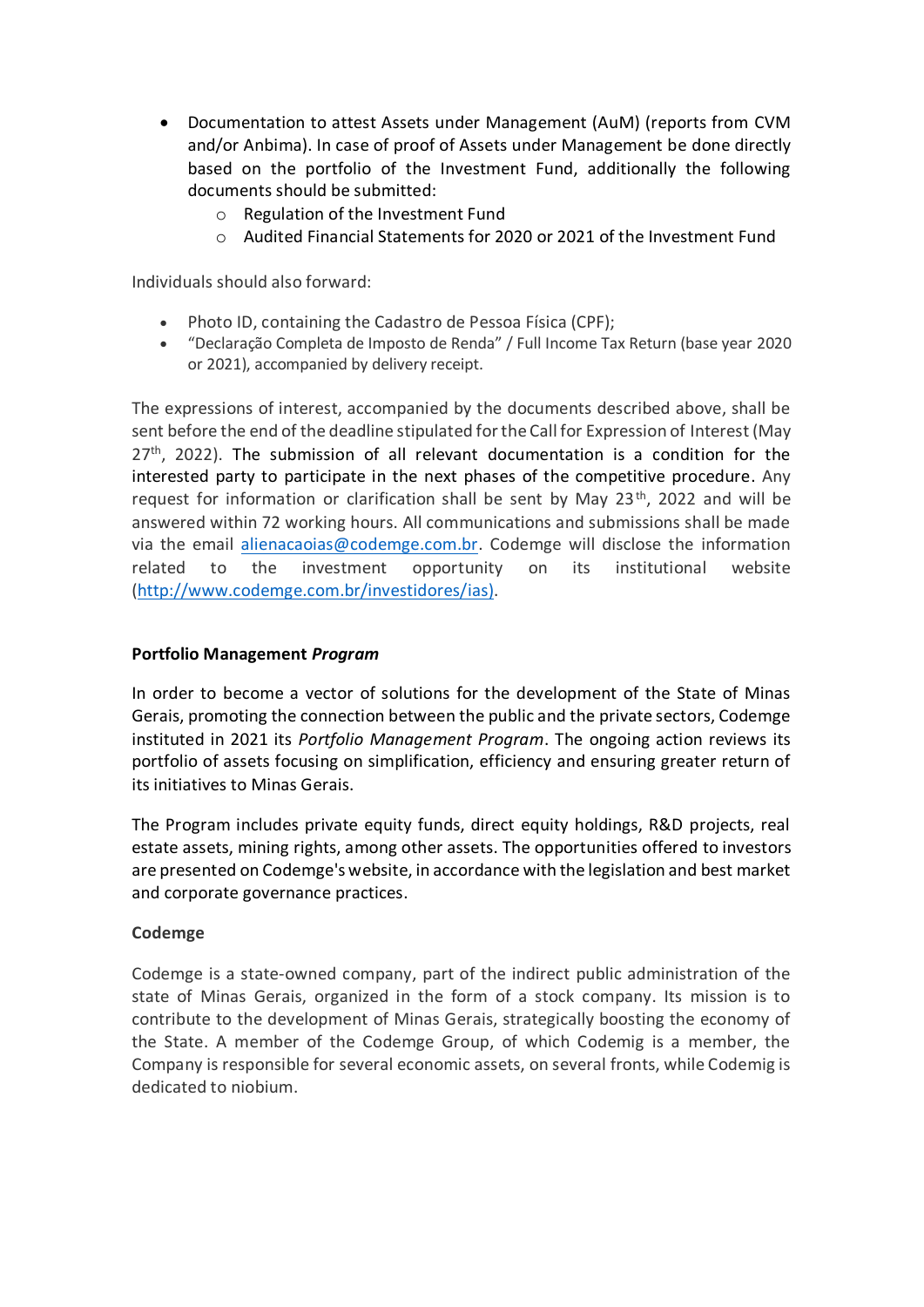- Documentation to attest Assets under Management (AuM) (reports from CVM and/or Anbima). In case of proof of Assets under Management be done directly based on the portfolio of the Investment Fund, additionally the following documents should be submitted:
    - Regulation of the Investment Fund
    - Audited Financial Statements for 2020 or 2021 of the Investment Fund

Individuals should also forward:

- Photo ID, containing the Cadastro de Pessoa Física (CPF);
- "Declaração Completa de Imposto de Renda" / Full Income Tax Return (base year 2020 or 2021), accompanied by delivery receipt.

The expressions of interest, accompanied by the documents described above, shall be sent before the end of the deadline stipulated for the Call for Expression of Interest (May 27th, 2022). The submission of all relevant documentation is a condition for the interested party to participate in the next phases of the competitive procedure. Any request for information or clarification shall be sent by May 23th, 2022 and will be answered within 72 working hours. All communications and submissions shall be made via the email alienacaoias@codemge.com.br. Codemge will disclose the information related to the investment opportunity on its institutional website (http://www.codemge.com.br/investidores/ias).

**Portfolio Management *Program***

In order to become a vector of solutions for the development of the State of Minas Gerais, promoting the connection between the public and the private sectors, Codemge instituted in 2021 its *Portfolio Management Program*. The ongoing action reviews its portfolio of assets focusing on simplification, efficiency and ensuring greater return of its initiatives to Minas Gerais.

The Program includes private equity funds, direct equity holdings, R&D projects, real estate assets, mining rights, among other assets. The opportunities offered to investors are presented on Codemge's website, in accordance with the legislation and best market and corporate governance practices.

**Codemge**

Codemge is a state-owned company, part of the indirect public administration of the state of Minas Gerais, organized in the form of a stock company. Its mission is to contribute to the development of Minas Gerais, strategically boosting the economy of the State. A member of the Codemge Group, of which Codemig is a member, the Company is responsible for several economic assets, on several fronts, while Codemig is dedicated to niobium.